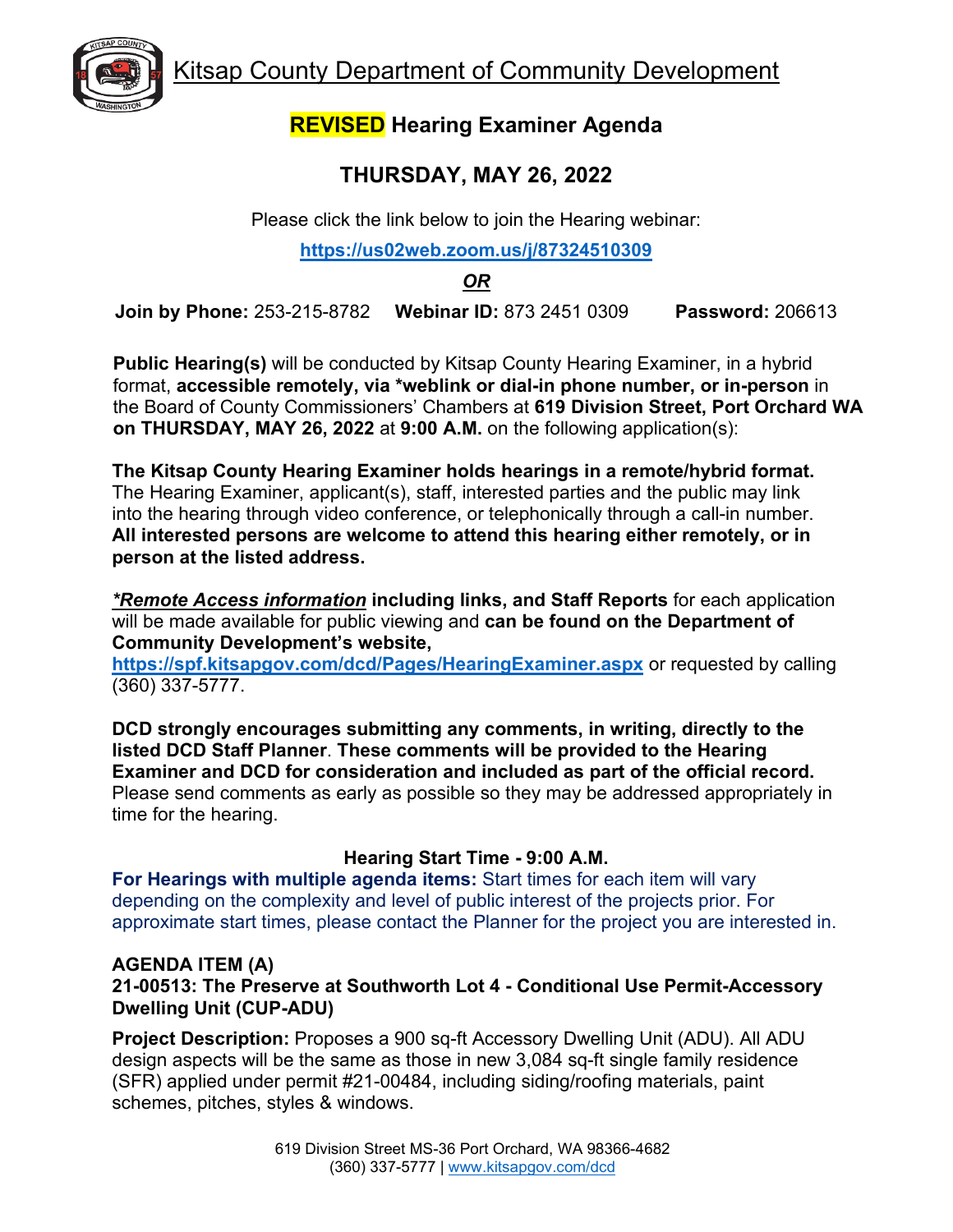# Kitsap County Department of Community Development

## REVISED Hearing Examiner Agenda

## THURSDAY, MAY 26, 2022

Please click the link below to join the Hearing webinar:

**https://us02web.zoom.us/j/87324510309**

***OR***

**Join by Phone:** 253-215-8782 **Webinar ID:** 873 2451 0309 **Password:** 206613

**Public Hearing(s)** will be conducted by Kitsap County Hearing Examiner, in a hybrid format, **accessible remotely, via *weblink or dial-in phone number, or in-person** in the Board of County Commissioners' Chambers at **619 Division Street, Port Orchard WA on THURSDAY, MAY 26, 2022** at **9:00 A.M.** on the following application(s):

**The Kitsap County Hearing Examiner holds hearings in a remote/hybrid format.** The Hearing Examiner, applicant(s), staff, interested parties and the public may link into the hearing through video conference, or telephonically through a call-in number. **All interested persons are welcome to attend this hearing either remotely, or in person at the listed address.**

***\*Remote Access information*** **including links, and Staff Reports** for each application will be made available for public viewing and **can be found on the Department of Community Development's website, https://spf.kitsapgov.com/dcd/Pages/HearingExaminer.aspx** or requested by calling (360) 337-5777.

**DCD strongly encourages submitting any comments, in writing, directly to the listed DCD Staff Planner**. **These comments will be provided to the Hearing Examiner and DCD for consideration and included as part of the official record.** Please send comments as early as possible so they may be addressed appropriately in time for the hearing.

**Hearing Start Time - 9:00 A.M.**

**For Hearings with multiple agenda items:** Start times for each item will vary depending on the complexity and level of public interest of the projects prior. For approximate start times, please contact the Planner for the project you are interested in.

**AGENDA ITEM (A)**

**21-00513: The Preserve at Southworth Lot 4 - Conditional Use Permit-Accessory Dwelling Unit (CUP-ADU)**

**Project Description:** Proposes a 900 sq-ft Accessory Dwelling Unit (ADU). All ADU design aspects will be the same as those in new 3,084 sq-ft single family residence (SFR) applied under permit #21-00484, including siding/roofing materials, paint schemes, pitches, styles & windows.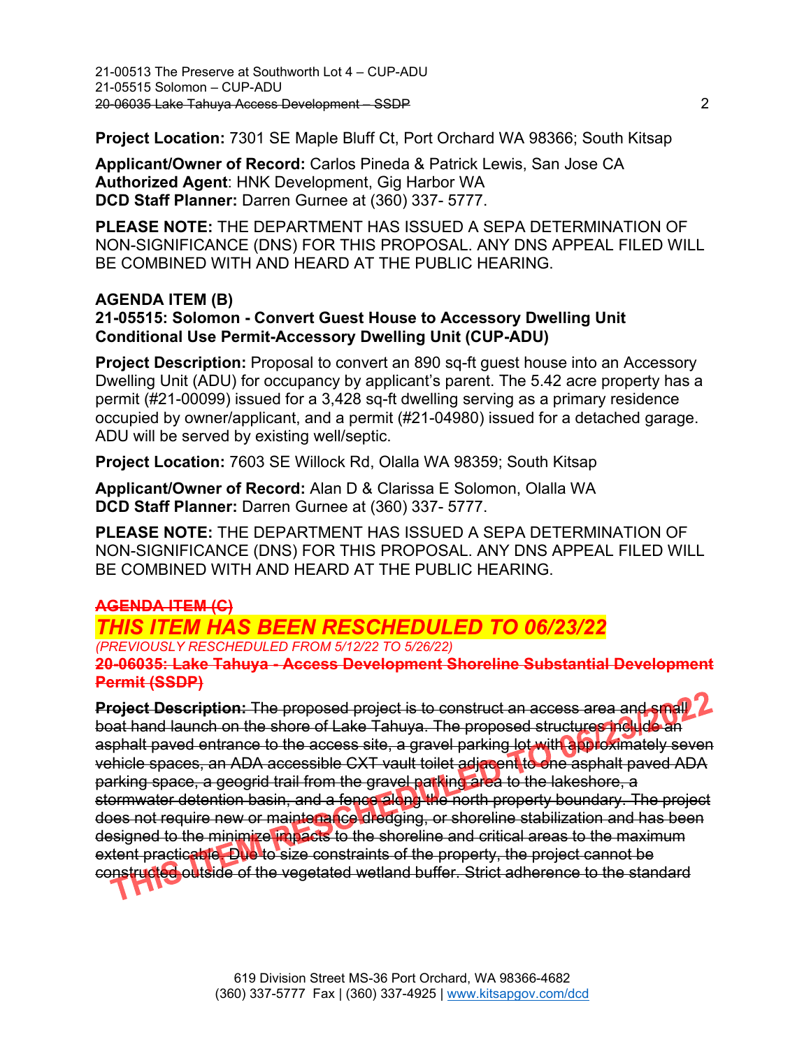**Project Location:** 7301 SE Maple Bluff Ct, Port Orchard WA 98366; South Kitsap

**Applicant/Owner of Record:** Carlos Pineda & Patrick Lewis, San Jose CA
**Authorized Agent**: HNK Development, Gig Harbor WA
**DCD Staff Planner:** Darren Gurnee at (360) 337- 5777.

**PLEASE NOTE:** THE DEPARTMENT HAS ISSUED A SEPA DETERMINATION OF NON-SIGNIFICANCE (DNS) FOR THIS PROPOSAL. ANY DNS APPEAL FILED WILL BE COMBINED WITH AND HEARD AT THE PUBLIC HEARING.

### AGENDA ITEM (B)
### 21-05515: Solomon - Convert Guest House to Accessory Dwelling Unit Conditional Use Permit-Accessory Dwelling Unit (CUP-ADU)

**Project Description:** Proposal to convert an 890 sq-ft guest house into an Accessory Dwelling Unit (ADU) for occupancy by applicant's parent. The 5.42 acre property has a permit (#21-00099) issued for a 3,428 sq-ft dwelling serving as a primary residence occupied by owner/applicant, and a permit (#21-04980) issued for a detached garage. ADU will be served by existing well/septic.

**Project Location:** 7603 SE Willock Rd, Olalla WA 98359; South Kitsap

**Applicant/Owner of Record:** Alan D & Clarissa E Solomon, Olalla WA
**DCD Staff Planner:** Darren Gurnee at (360) 337- 5777.

**PLEASE NOTE:** THE DEPARTMENT HAS ISSUED A SEPA DETERMINATION OF NON-SIGNIFICANCE (DNS) FOR THIS PROPOSAL. ANY DNS APPEAL FILED WILL BE COMBINED WITH AND HEARD AT THE PUBLIC HEARING.

### ~~AGENDA ITEM (C)~~

## *THIS ITEM HAS BEEN RESCHEDULED TO 06/23/22*

*(PREVIOUSLY RESCHEDULED FROM 5/12/22 TO 5/26/22)*

### ~~20-06035: Lake Tahuya - Access Development Shoreline Substantial Development Permit (SSDP)~~

~~**Project Description:** The proposed project is to construct an access area and small boat hand launch on the shore of Lake Tahuya. The proposed structures include an asphalt paved entrance to the access site, a gravel parking lot with approximately seven vehicle spaces, an ADA accessible CXT vault toilet adjacent to one asphalt paved ADA parking space, a geogrid trail from the gravel parking area to the lakeshore, a stormwater detention basin, and a fence along the north property boundary. The project does not require new or maintenance dredging, or shoreline stabilization and has been designed to the minimize impacts to the shoreline and critical areas to the maximum extent practicable. Due to size constraints of the property, the project cannot be constructed outside of the vegetated wetland buffer. Strict adherence to the standard~~

THIS ITEM RESCHEDULED TO 06/23/2022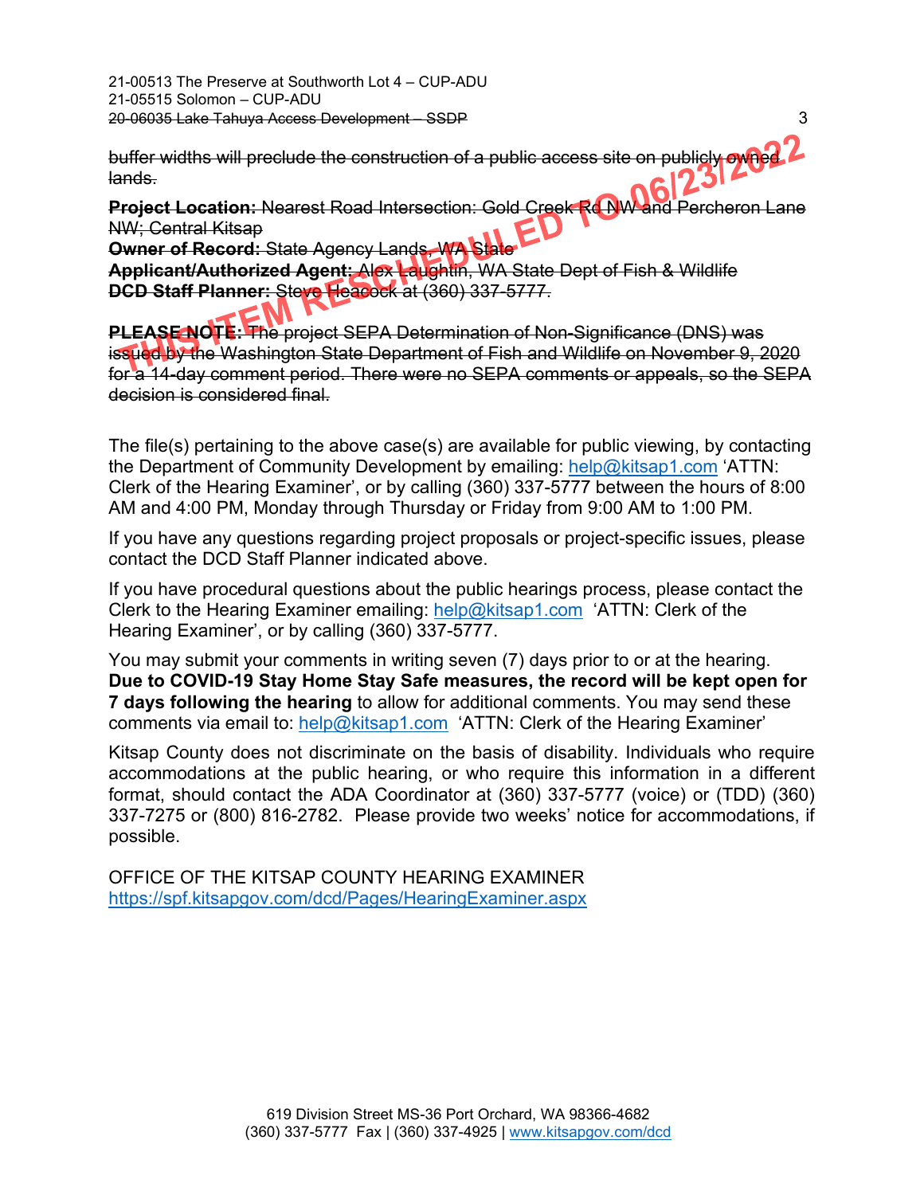~~buffer widths will preclude the construction of a public access site on publicly owned lands.~~

THIS ITEM RESCHEDULED TO 06/23/2022

~~**Project Location:** Nearest Road Intersection: Gold Creek Rd NW and Percheron Lane NW; Central Kitsap~~
~~**Owner of Record:** State Agency Lands, WA State~~
~~**Applicant/Authorized Agent:** Alex Laughlin, WA State Dept of Fish & Wildlife~~
~~**DCD Staff Planner:** Steve Heacock at (360) 337-5777.~~

~~**PLEASE NOTE:** The project SEPA Determination of Non-Significance (DNS) was issued by the Washington State Department of Fish and Wildlife on November 9, 2020 for a 14-day comment period. There were no SEPA comments or appeals, so the SEPA decision is considered final.~~

The file(s) pertaining to the above case(s) are available for public viewing, by contacting the Department of Community Development by emailing: help@kitsap1.com 'ATTN: Clerk of the Hearing Examiner', or by calling (360) 337-5777 between the hours of 8:00 AM and 4:00 PM, Monday through Thursday or Friday from 9:00 AM to 1:00 PM.

If you have any questions regarding project proposals or project-specific issues, please contact the DCD Staff Planner indicated above.

If you have procedural questions about the public hearings process, please contact the Clerk to the Hearing Examiner emailing: help@kitsap1.com 'ATTN: Clerk of the Hearing Examiner', or by calling (360) 337-5777.

You may submit your comments in writing seven (7) days prior to or at the hearing. **Due to COVID-19 Stay Home Stay Safe measures, the record will be kept open for 7 days following the hearing** to allow for additional comments. You may send these comments via email to: help@kitsap1.com 'ATTN: Clerk of the Hearing Examiner'

Kitsap County does not discriminate on the basis of disability. Individuals who require accommodations at the public hearing, or who require this information in a different format, should contact the ADA Coordinator at (360) 337-5777 (voice) or (TDD) (360) 337-7275 or (800) 816-2782. Please provide two weeks' notice for accommodations, if possible.

OFFICE OF THE KITSAP COUNTY HEARING EXAMINER
https://spf.kitsapgov.com/dcd/Pages/HearingExaminer.aspx

619 Division Street MS-36 Port Orchard, WA 98366-4682
(360) 337-5777 Fax | (360) 337-4925 | www.kitsapgov.com/dcd